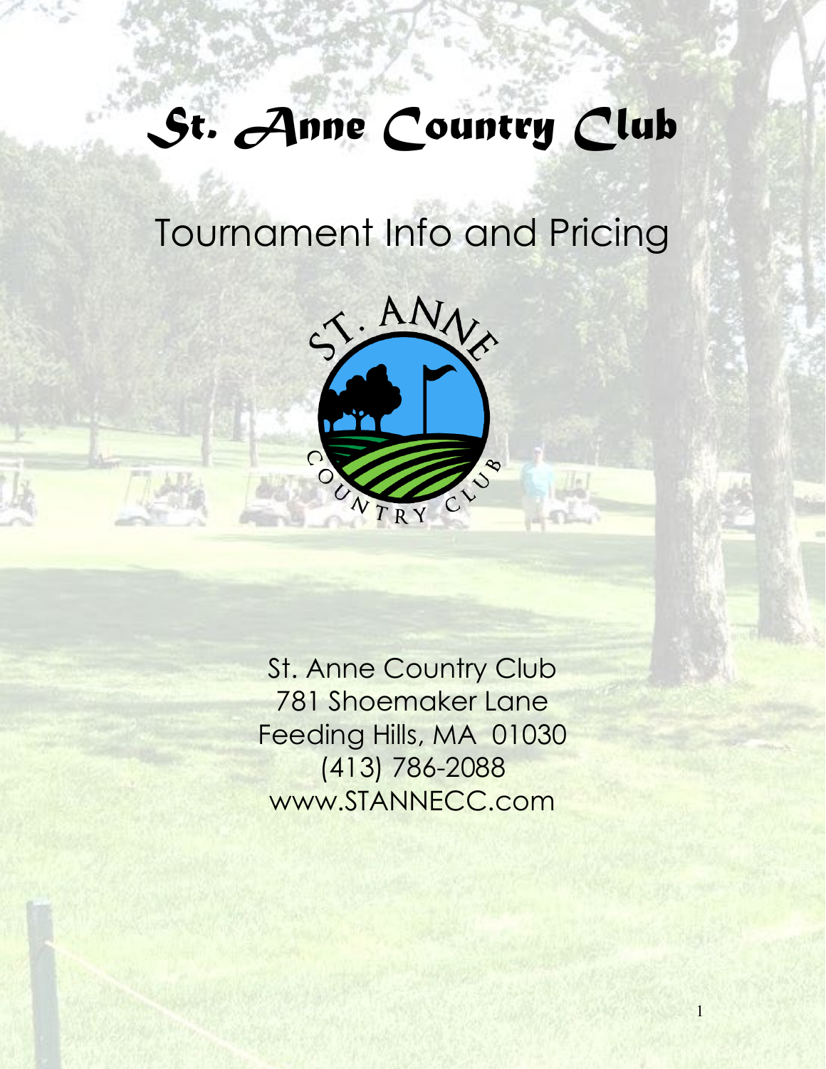# St. Anne Country Club

## Tournament Info and Pricing

St. Anne Country Club
781 Shoemaker Lane
Feeding Hills, MA 01030
(413) 786-2088
www.STANNECC.com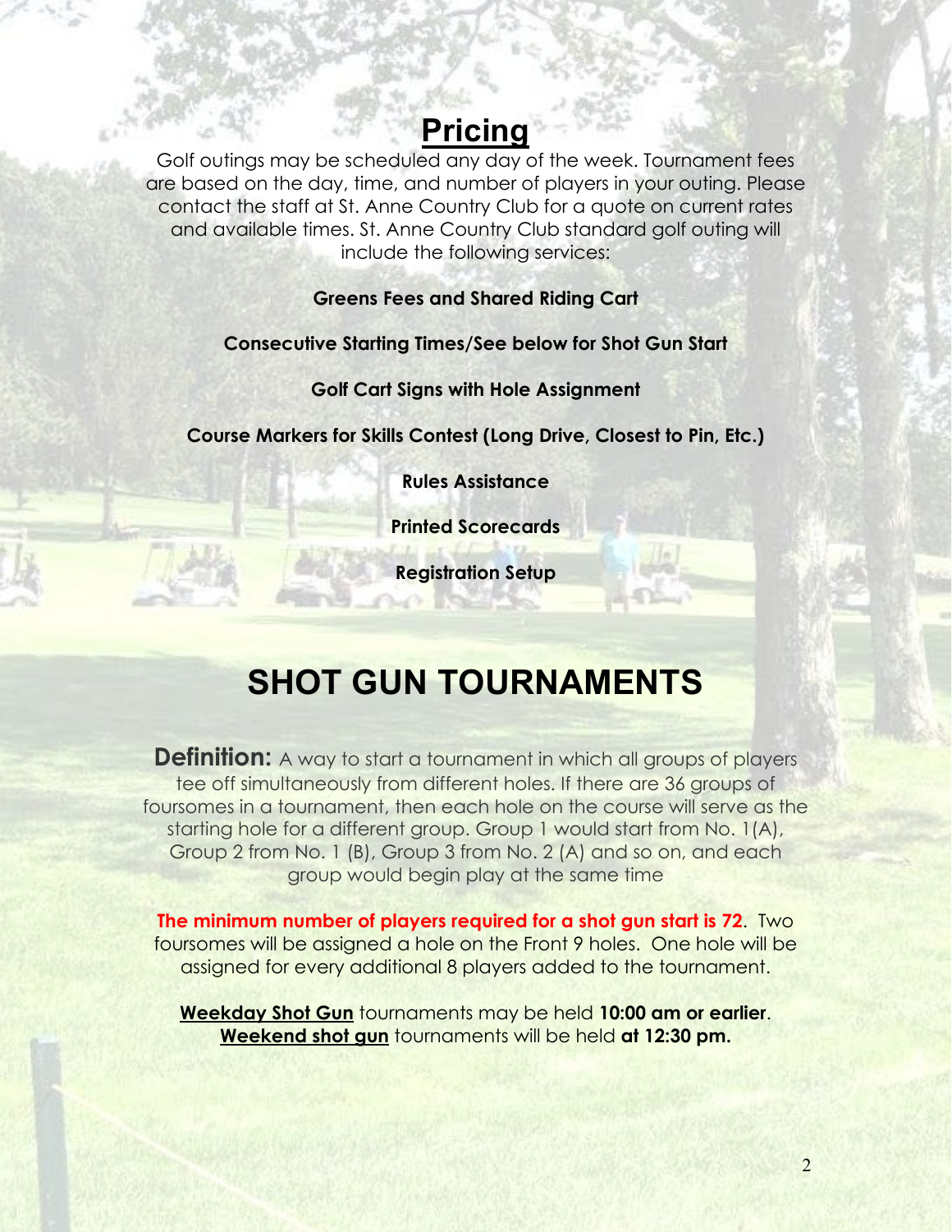# Pricing

Golf outings may be scheduled any day of the week. Tournament fees are based on the day, time, and number of players in your outing. Please contact the staff at St. Anne Country Club for a quote on current rates and available times. St. Anne Country Club standard golf outing will include the following services:

**Greens Fees and Shared Riding Cart**

**Consecutive Starting Times/See below for Shot Gun Start**

**Golf Cart Signs with Hole Assignment**

**Course Markers for Skills Contest (Long Drive, Closest to Pin, Etc.)**

**Rules Assistance**

**Printed Scorecards**

**Registration Setup**

# SHOT GUN TOURNAMENTS

**Definition:** A way to start a tournament in which all groups of players tee off simultaneously from different holes. If there are 36 groups of foursomes in a tournament, then each hole on the course will serve as the starting hole for a different group. Group 1 would start from No. 1(A), Group 2 from No. 1 (B), Group 3 from No. 2 (A) and so on, and each group would begin play at the same time

**The minimum number of players required for a shot gun start is 72**. Two foursomes will be assigned a hole on the Front 9 holes. One hole will be assigned for every additional 8 players added to the tournament.

**Weekday Shot Gun** tournaments may be held **10:00 am or earlier**.
**Weekend shot gun** tournaments will be held **at 12:30 pm.**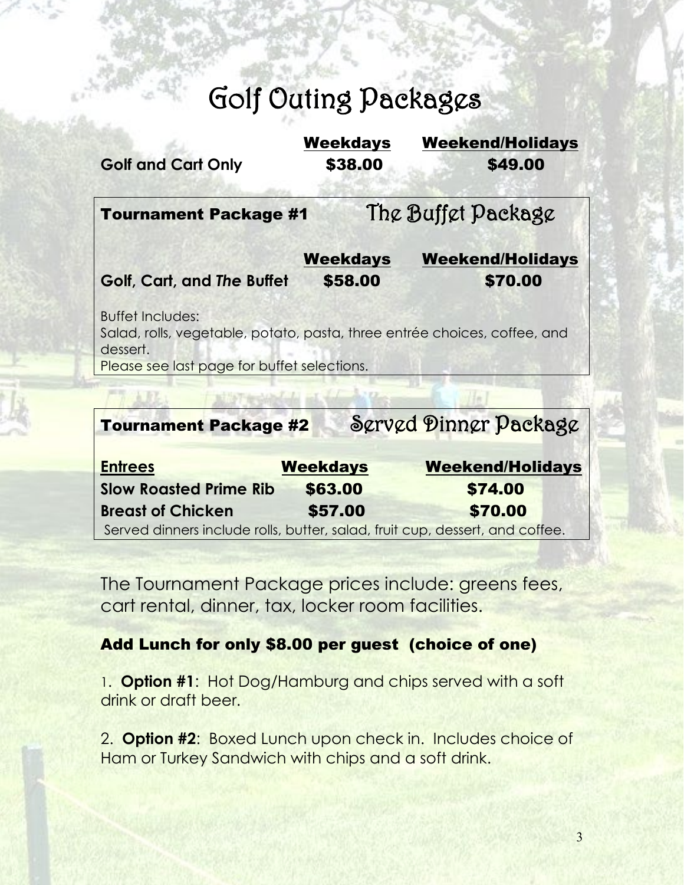# Golf Outing Packages

| | Weekdays | Weekend/Holidays |
|---|---|---|
| **Golf and Cart Only** | **$38.00** | **$49.00** |

## Tournament Package #1 — The Buffet Package

| | Weekdays | Weekend/Holidays |
|---|---|---|
| **Golf, Cart, and *The* Buffet** | **$58.00** | **$70.00** |

Buffet Includes:
Salad, rolls, vegetable, potato, pasta, three entrée choices, coffee, and dessert.
Please see last page for buffet selections.

## Tournament Package #2 — Served Dinner Package

| Entrees | Weekdays | Weekend/Holidays |
|---|---|---|
| **Slow Roasted Prime Rib** | **$63.00** | **$74.00** |
| **Breast of Chicken** | **$57.00** | **$70.00** |

Served dinners include rolls, butter, salad, fruit cup, dessert, and coffee.

The Tournament Package prices include: greens fees, cart rental, dinner, tax, locker room facilities.

### Add Lunch for only $8.00 per guest (choice of one)

1. **Option #1**: Hot Dog/Hamburg and chips served with a soft drink or draft beer.

2. **Option #2**: Boxed Lunch upon check in. Includes choice of Ham or Turkey Sandwich with chips and a soft drink.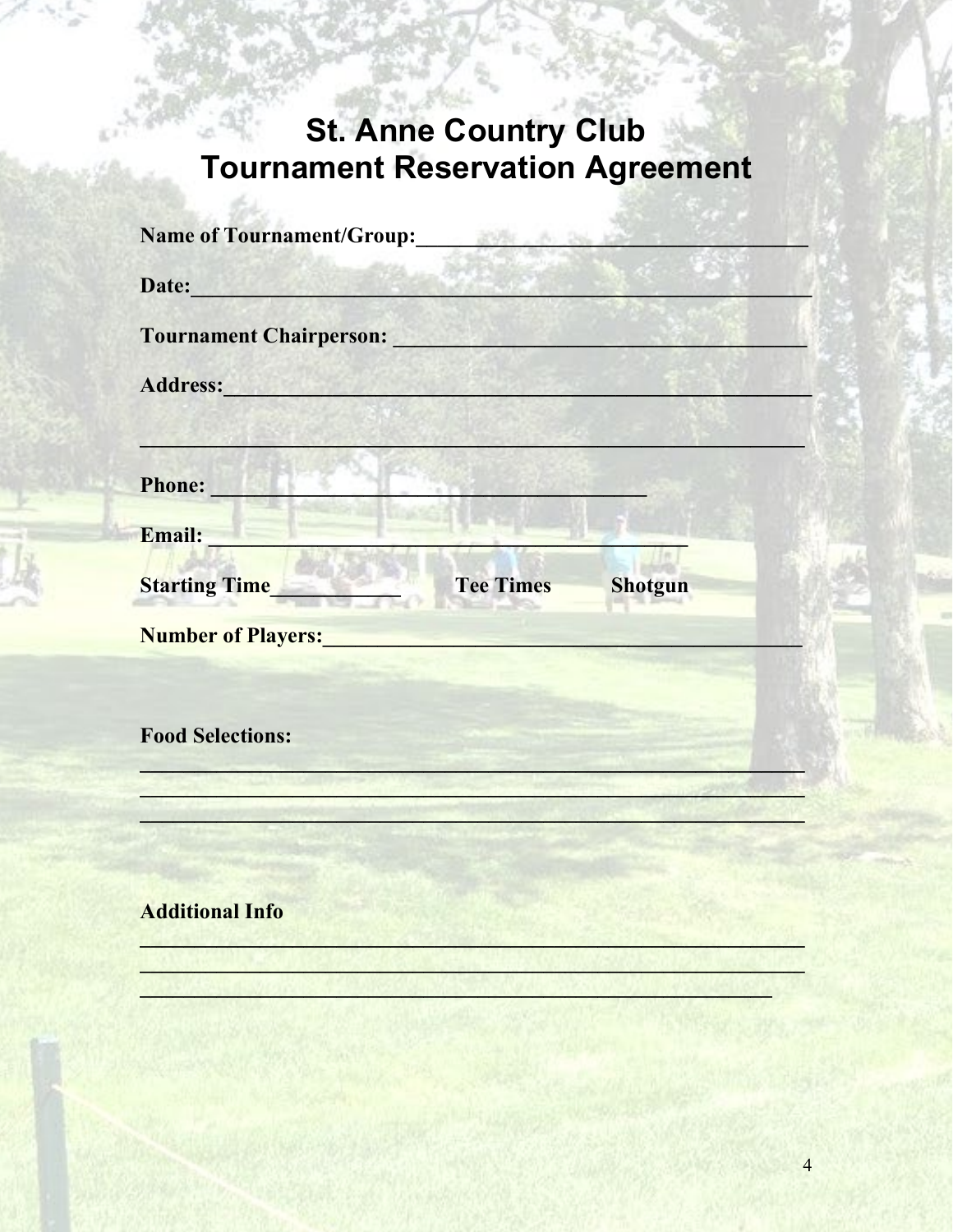# St. Anne Country Club
# Tournament Reservation Agreement

**Name of Tournament/Group:**\_\_\_\_\_\_\_\_\_\_\_\_\_\_\_\_\_\_\_\_\_\_\_\_\_\_\_\_\_\_\_\_\_\_\_\_

**Date:**\_\_\_\_\_\_\_\_\_\_\_\_\_\_\_\_\_\_\_\_\_\_\_\_\_\_\_\_\_\_\_\_\_\_\_\_\_\_\_\_\_\_\_\_\_\_\_\_\_\_\_\_\_\_\_\_\_\_

**Tournament Chairperson:** \_\_\_\_\_\_\_\_\_\_\_\_\_\_\_\_\_\_\_\_\_\_\_\_\_\_\_\_\_\_\_\_\_\_\_\_\_\_

**Address:**\_\_\_\_\_\_\_\_\_\_\_\_\_\_\_\_\_\_\_\_\_\_\_\_\_\_\_\_\_\_\_\_\_\_\_\_\_\_\_\_\_\_\_\_\_\_\_\_\_\_\_\_

\_\_\_\_\_\_\_\_\_\_\_\_\_\_\_\_\_\_\_\_\_\_\_\_\_\_\_\_\_\_\_\_\_\_\_\_\_\_\_\_\_\_\_\_\_\_\_\_\_\_\_\_\_\_\_\_\_\_\_\_

**Phone:** \_\_\_\_\_\_\_\_\_\_\_\_\_\_\_\_\_\_\_\_\_\_\_\_\_\_\_\_\_\_\_\_\_\_\_\_\_\_\_\_

**Email:** \_\_\_\_\_\_\_\_\_\_\_\_\_\_\_\_\_\_\_\_\_\_\_\_\_\_\_\_\_\_\_\_\_\_\_\_\_\_\_\_\_\_\_\_

**Starting Time**\_\_\_\_\_\_\_\_\_\_\_\_ **Tee Times** **Shotgun**

**Number of Players:**\_\_\_\_\_\_\_\_\_\_\_\_\_\_\_\_\_\_\_\_\_\_\_\_\_\_\_\_\_\_\_\_\_\_\_\_\_\_\_\_\_\_\_\_

**Food Selections:**

\_\_\_\_\_\_\_\_\_\_\_\_\_\_\_\_\_\_\_\_\_\_\_\_\_\_\_\_\_\_\_\_\_\_\_\_\_\_\_\_\_\_\_\_\_\_\_\_\_\_\_\_\_\_\_\_\_\_\_\_

\_\_\_\_\_\_\_\_\_\_\_\_\_\_\_\_\_\_\_\_\_\_\_\_\_\_\_\_\_\_\_\_\_\_\_\_\_\_\_\_\_\_\_\_\_\_\_\_\_\_\_\_\_\_\_\_\_\_\_\_

\_\_\_\_\_\_\_\_\_\_\_\_\_\_\_\_\_\_\_\_\_\_\_\_\_\_\_\_\_\_\_\_\_\_\_\_\_\_\_\_\_\_\_\_\_\_\_\_\_\_\_\_\_\_\_\_\_\_\_\_

**Additional Info**

\_\_\_\_\_\_\_\_\_\_\_\_\_\_\_\_\_\_\_\_\_\_\_\_\_\_\_\_\_\_\_\_\_\_\_\_\_\_\_\_\_\_\_\_\_\_\_\_\_\_\_\_\_\_\_\_\_\_\_\_

\_\_\_\_\_\_\_\_\_\_\_\_\_\_\_\_\_\_\_\_\_\_\_\_\_\_\_\_\_\_\_\_\_\_\_\_\_\_\_\_\_\_\_\_\_\_\_\_\_\_\_\_\_\_\_\_\_\_\_\_

\_\_\_\_\_\_\_\_\_\_\_\_\_\_\_\_\_\_\_\_\_\_\_\_\_\_\_\_\_\_\_\_\_\_\_\_\_\_\_\_\_\_\_\_\_\_\_\_\_\_\_\_\_\_\_\_\_\_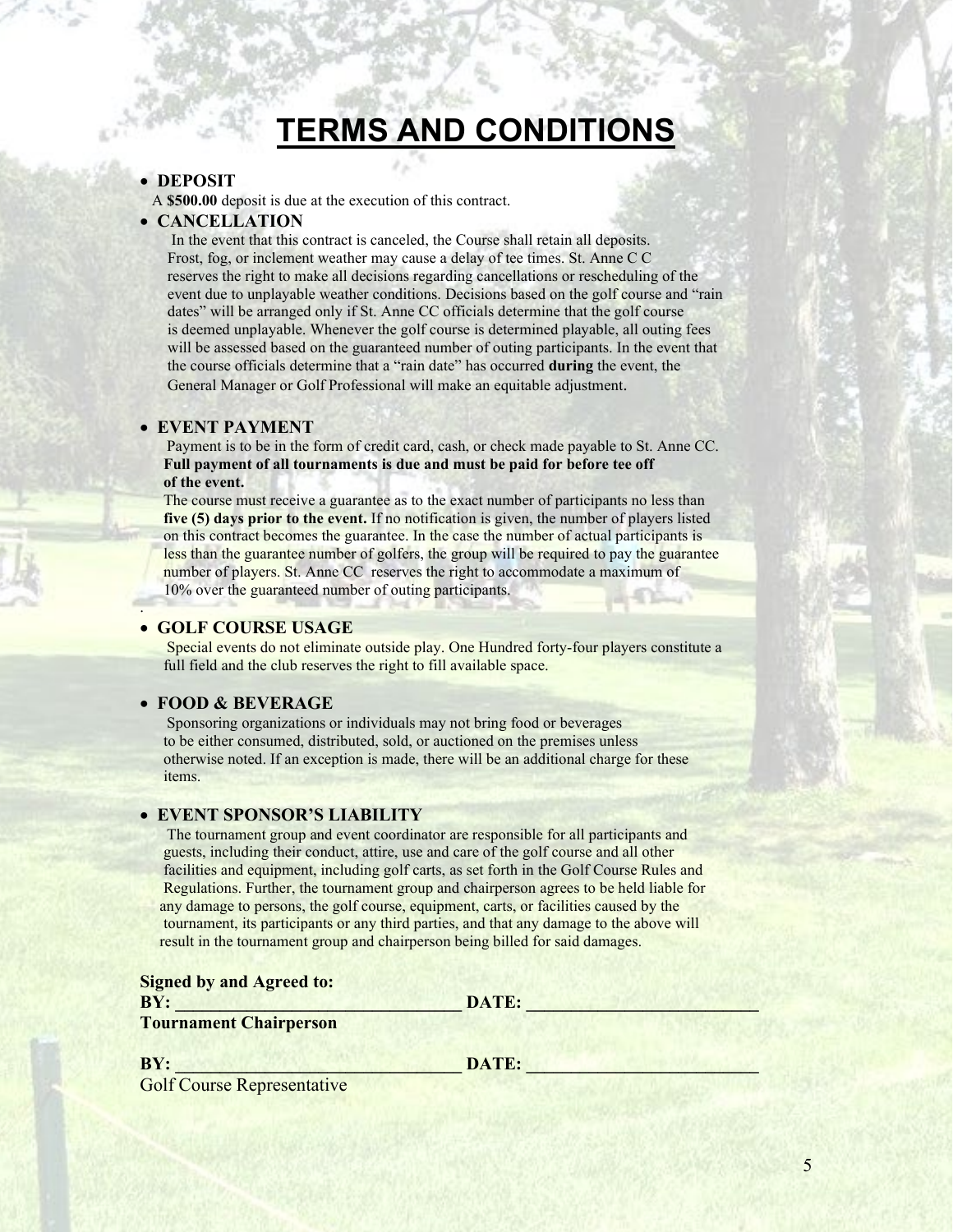# TERMS AND CONDITIONS

- **DEPOSIT**

  A **$500.00** deposit is due at the execution of this contract.

- **CANCELLATION**

  In the event that this contract is canceled, the Course shall retain all deposits. Frost, fog, or inclement weather may cause a delay of tee times. St. Anne C C reserves the right to make all decisions regarding cancellations or rescheduling of the event due to unplayable weather conditions. Decisions based on the golf course and "rain dates" will be arranged only if St. Anne CC officials determine that the golf course is deemed unplayable. Whenever the golf course is determined playable, all outing fees will be assessed based on the guaranteed number of outing participants. In the event that the course officials determine that a "rain date" has occurred **during** the event, the General Manager or Golf Professional will make an equitable adjustment.

- **EVENT PAYMENT**

  Payment is to be in the form of credit card, cash, or check made payable to St. Anne CC. **Full payment of all tournaments is due and must be paid for before tee off of the event.**

  The course must receive a guarantee as to the exact number of participants no less than **five (5) days prior to the event.** If no notification is given, the number of players listed on this contract becomes the guarantee. In the case the number of actual participants is less than the guarantee number of golfers, the group will be required to pay the guarantee number of players. St. Anne CC reserves the right to accommodate a maximum of 10% over the guaranteed number of outing participants.

- **GOLF COURSE USAGE**

  Special events do not eliminate outside play. One Hundred forty-four players constitute a full field and the club reserves the right to fill available space.

- **FOOD & BEVERAGE**

  Sponsoring organizations or individuals may not bring food or beverages to be either consumed, distributed, sold, or auctioned on the premises unless otherwise noted. If an exception is made, there will be an additional charge for these items.

- **EVENT SPONSOR'S LIABILITY**

  The tournament group and event coordinator are responsible for all participants and guests, including their conduct, attire, use and care of the golf course and all other facilities and equipment, including golf carts, as set forth in the Golf Course Rules and Regulations. Further, the tournament group and chairperson agrees to be held liable for any damage to persons, the golf course, equipment, carts, or facilities caused by the tournament, its participants or any third parties, and that any damage to the above will result in the tournament group and chairperson being billed for said damages.

**Signed by and Agreed to:**

**BY: ________________________________ DATE: __________________________**

**Tournament Chairperson**

**BY: ________________________________ DATE: __________________________**

Golf Course Representative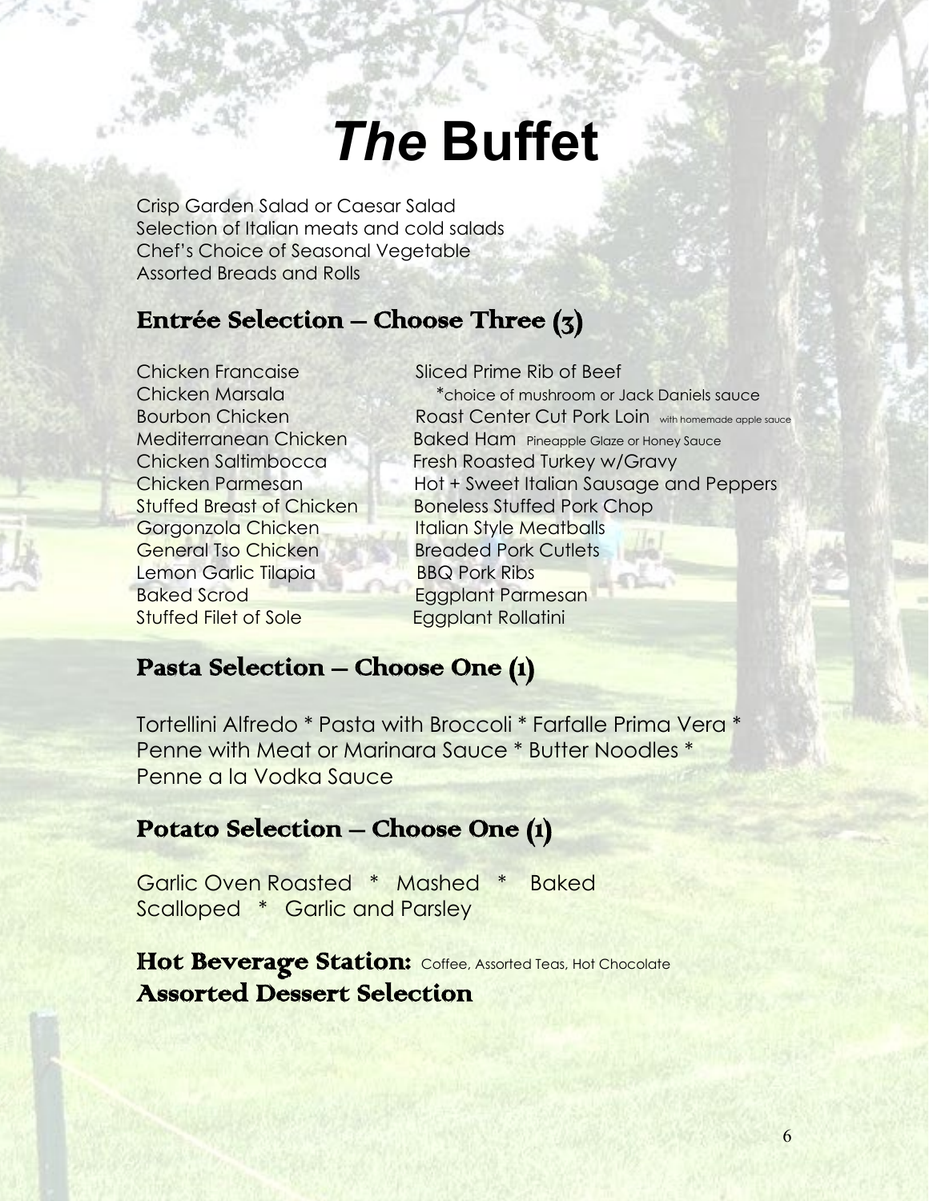# *The* Buffet

Crisp Garden Salad or Caesar Salad
Selection of Italian meats and cold salads
Chef's Choice of Seasonal Vegetable
Assorted Breads and Rolls

## Entrée Selection – Choose Three (3)

Chicken Francaise
Chicken Marsala
Bourbon Chicken
Mediterranean Chicken
Chicken Saltimbocca
Chicken Parmesan
Stuffed Breast of Chicken
Gorgonzola Chicken
General Tso Chicken
Lemon Garlic Tilapia
Baked Scrod
Stuffed Filet of Sole

Sliced Prime Rib of Beef
*choice of mushroom or Jack Daniels sauce
Roast Center Cut Pork Loin with homemade apple sauce
Baked Ham Pineapple Glaze or Honey Sauce
Fresh Roasted Turkey w/Gravy
Hot + Sweet Italian Sausage and Peppers
Boneless Stuffed Pork Chop
Italian Style Meatballs
Breaded Pork Cutlets
BBQ Pork Ribs
Eggplant Parmesan
Eggplant Rollatini

## Pasta Selection – Choose One (1)

Tortellini Alfredo * Pasta with Broccoli * Farfalle Prima Vera *
Penne with Meat or Marinara Sauce * Butter Noodles *
Penne a la Vodka Sauce

## Potato Selection – Choose One (1)

Garlic Oven Roasted * Mashed * Baked
Scalloped * Garlic and Parsley

**Hot Beverage Station:** Coffee, Assorted Teas, Hot Chocolate

**Assorted Dessert Selection**